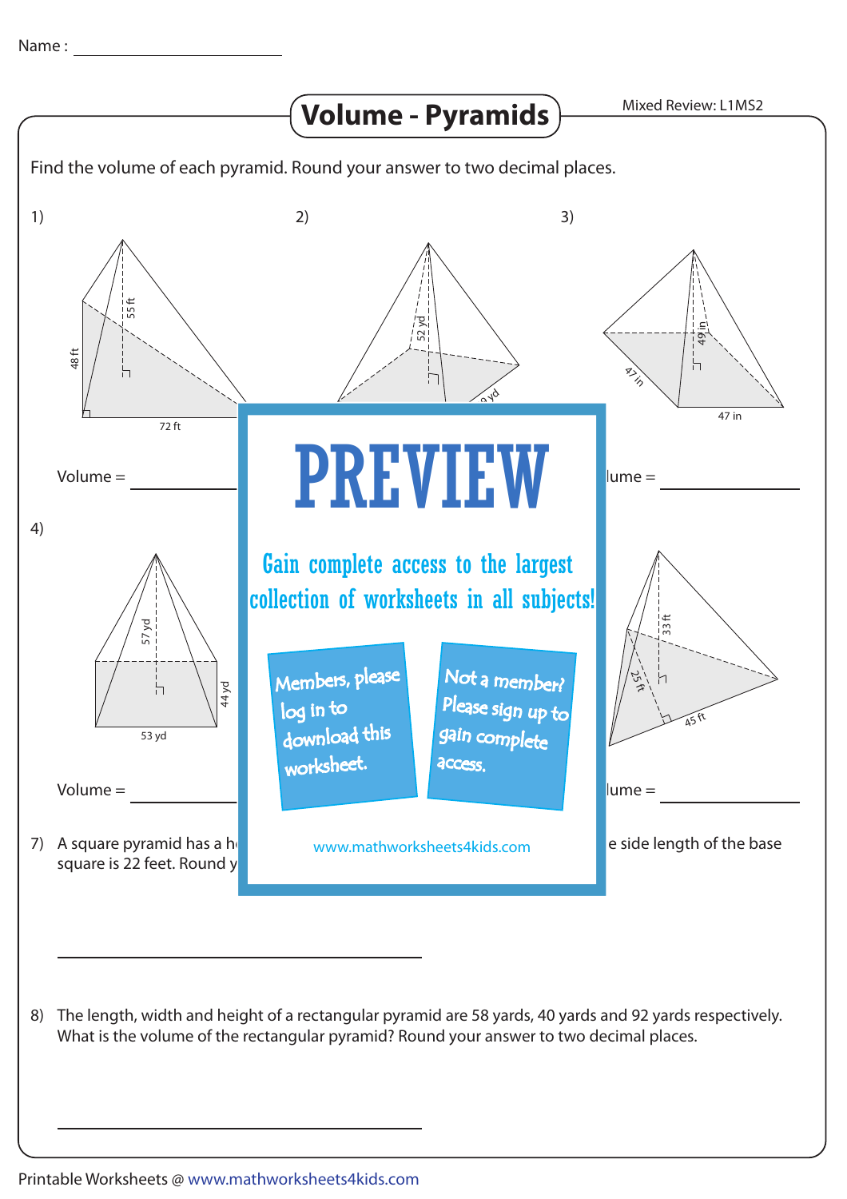Name : ____________________

# Volume - Pyramids

Mixed Review: L1MS2

Find the volume of each pyramid. Round your answer to two decimal places.

1)

55 ft

48 ft

72 ft

Volume = ____________

2)

52 yd

9 yd

3)

49 in

47 in

47 in

lume = ____________

4)

57 yd

44 yd

53 yd

Volume = ____________

33 ft

25 ft

45 ft

lume = ____________

PREVIEW

Gain complete access to the largest collection of worksheets in all subjects!

Members, please log in to download this worksheet.

Not a member? Please sign up to gain complete access.

www.mathworksheets4kids.com

7) A square pyramid has a h... e side length of the base square is 22 feet. Round y...

____________________________________________

8) The length, width and height of a rectangular pyramid are 58 yards, 40 yards and 92 yards respectively. What is the volume of the rectangular pyramid? Round your answer to two decimal places.

____________________________________________

Printable Worksheets @ www.mathworksheets4kids.com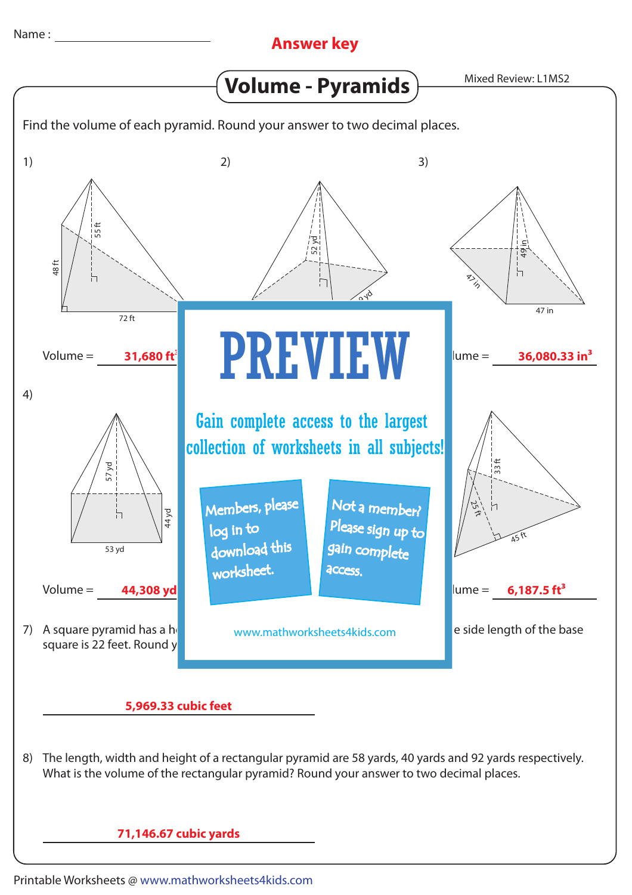Name : ____________________

**Answer key**

# Volume - Pyramids

Mixed Review: L1MS2

Find the volume of each pyramid. Round your answer to two decimal places.

1)

48 ft
55 ft
72 ft

Volume = **31,680 ft³**

2)

52 yd
9 yd

3)

49 in
47 in
47 in

Volume = **36,080.33 in³**

4)

57 yd
44 yd
53 yd

Volume = **44,308 yd**

6)

33 ft
25 ft
45 ft

Volume = **6,187.5 ft³**

PREVIEW

Gain complete access to the largest collection of worksheets in all subjects!

Members, please log in to download this worksheet.

Not a member? Please sign up to gain complete access.

www.mathworksheets4kids.com

7) A square pyramid has a h... e side length of the base square is 22 feet. Round y...

**5,969.33 cubic feet**

8) The length, width and height of a rectangular pyramid are 58 yards, 40 yards and 92 yards respectively. What is the volume of the rectangular pyramid? Round your answer to two decimal places.

**71,146.67 cubic yards**

Printable Worksheets @ www.mathworksheets4kids.com